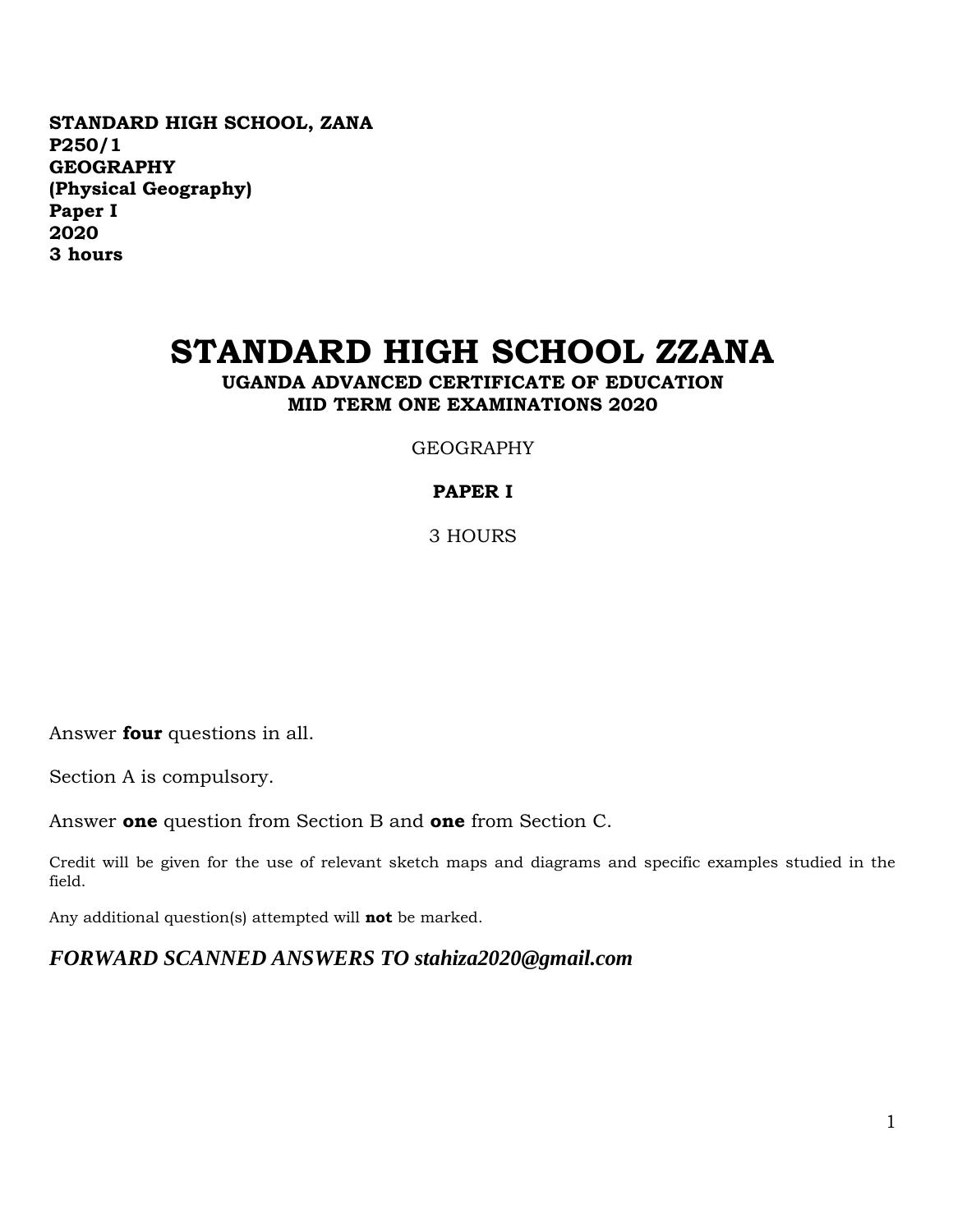**STANDARD HIGH SCHOOL, ZANA**
**P250/1**
**GEOGRAPHY**
**(Physical Geography)**
**Paper I**
**2020**
**3 hours**

# STANDARD HIGH SCHOOL ZZANA

## UGANDA ADVANCED CERTIFICATE OF EDUCATION
## MID TERM ONE EXAMINATIONS 2020

GEOGRAPHY

**PAPER I**

3 HOURS

Answer **four** questions in all.

Section A is compulsory.

Answer **one** question from Section B and **one** from Section C.

Credit will be given for the use of relevant sketch maps and diagrams and specific examples studied in the field.

Any additional question(s) attempted will **not** be marked.

***FORWARD SCANNED ANSWERS TO stahiza2020@gmail.com***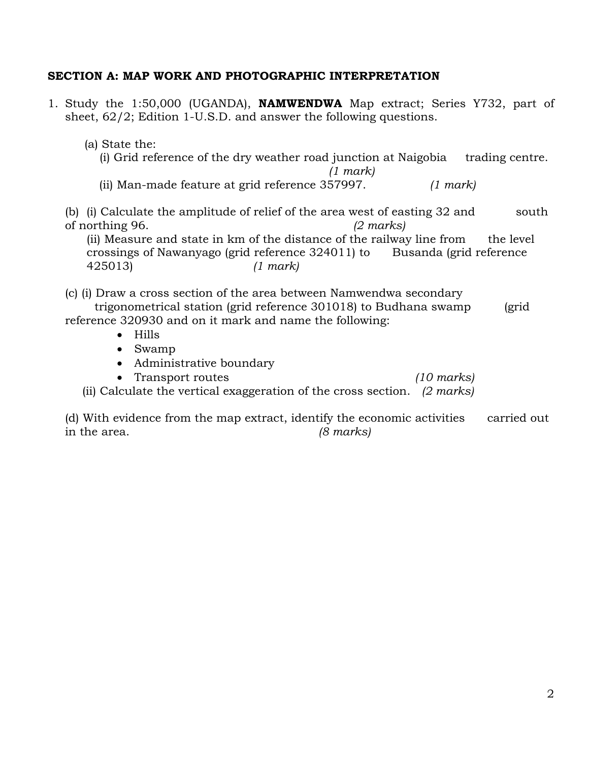**SECTION A: MAP WORK AND PHOTOGRAPHIC INTERPRETATION**

1. Study the 1:50,000 (UGANDA), **NAMWENDWA** Map extract; Series Y732, part of sheet, 62/2; Edition 1-U.S.D. and answer the following questions.

   (a) State the:

   (i) Grid reference of the dry weather road junction at Naigobia trading centre. *(1 mark)*

   (ii) Man-made feature at grid reference 357997. *(1 mark)*

   (b) (i) Calculate the amplitude of relief of the area west of easting 32 and south of northing 96. *(2 marks)*

   (ii) Measure and state in km of the distance of the railway line from the level crossings of Nawanyago (grid reference 324011) to Busanda (grid reference 425013) *(1 mark)*

   (c) (i) Draw a cross section of the area between Namwendwa secondary trigonometrical station (grid reference 301018) to Budhana swamp (grid reference 320930 and on it mark and name the following:

   - Hills
   - Swamp
   - Administrative boundary
   - Transport routes *(10 marks)*

   (ii) Calculate the vertical exaggeration of the cross section. *(2 marks)*

   (d) With evidence from the map extract, identify the economic activities carried out in the area. *(8 marks)*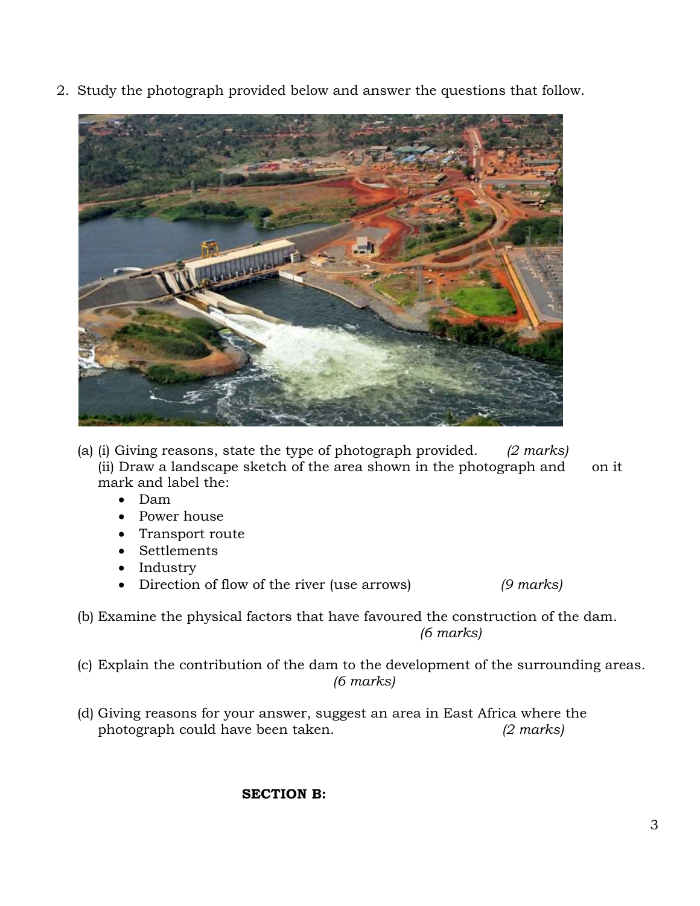2. Study the photograph provided below and answer the questions that follow.

(a) (i) Giving reasons, state the type of photograph provided. *(2 marks)*

(ii) Draw a landscape sketch of the area shown in the photograph and on it mark and label the:

- Dam
- Power house
- Transport route
- Settlements
- Industry
- Direction of flow of the river (use arrows) *(9 marks)*

(b) Examine the physical factors that have favoured the construction of the dam. *(6 marks)*

(c) Explain the contribution of the dam to the development of the surrounding areas. *(6 marks)*

(d) Giving reasons for your answer, suggest an area in East Africa where the photograph could have been taken. *(2 marks)*

**SECTION B:**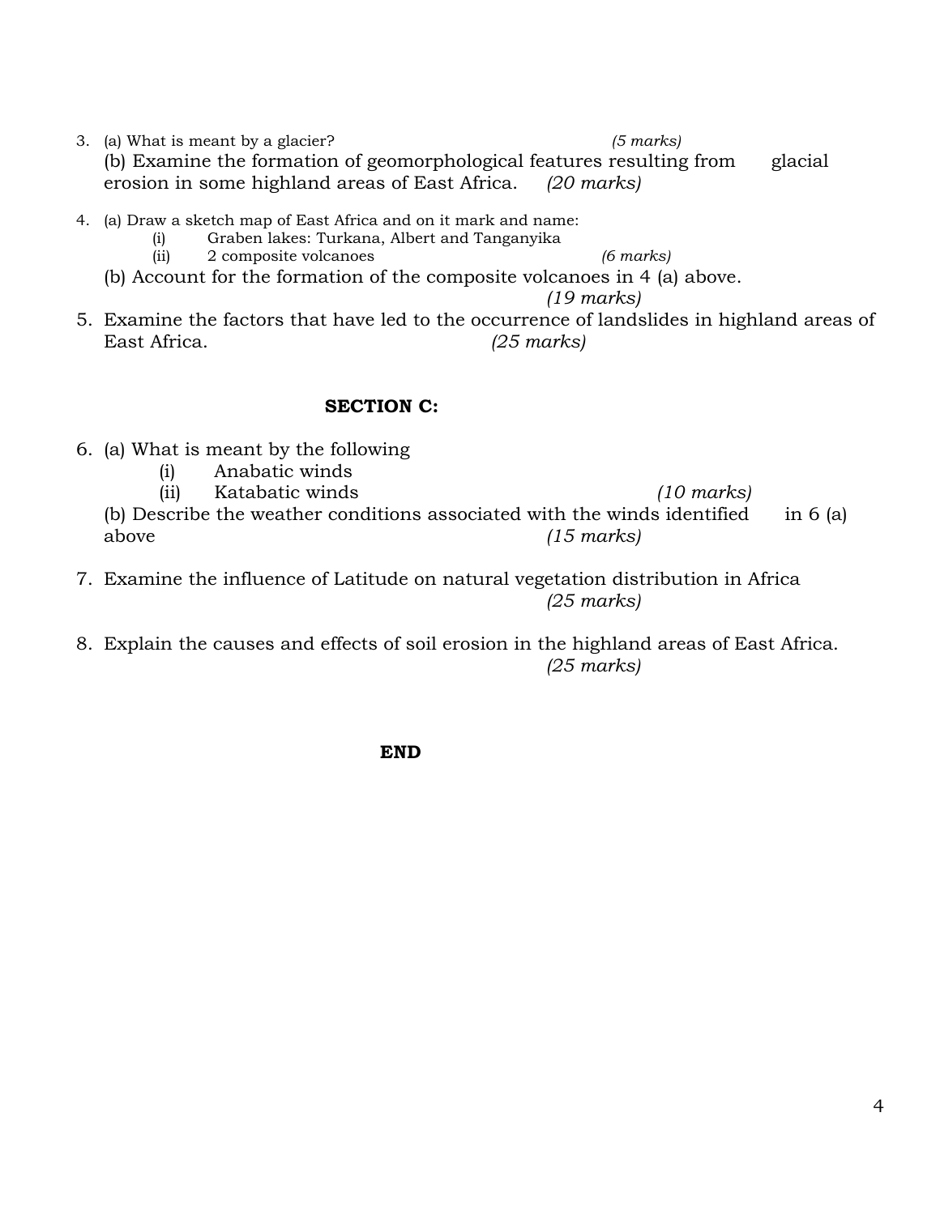3. (a) What is meant by a glacier? *(5 marks)*

   (b) Examine the formation of geomorphological features resulting from glacial erosion in some highland areas of East Africa. *(20 marks)*

4. (a) Draw a sketch map of East Africa and on it mark and name:
   - (i) Graben lakes: Turkana, Albert and Tanganyika
   - (ii) 2 composite volcanoes *(6 marks)*

   (b) Account for the formation of the composite volcanoes in 4 (a) above. *(19 marks)*

5. Examine the factors that have led to the occurrence of landslides in highland areas of East Africa. *(25 marks)*

## SECTION C:

6. (a) What is meant by the following
   - (i) Anabatic winds
   - (ii) Katabatic winds *(10 marks)*

   (b) Describe the weather conditions associated with the winds identified in 6 (a) above *(15 marks)*

7. Examine the influence of Latitude on natural vegetation distribution in Africa *(25 marks)*

8. Explain the causes and effects of soil erosion in the highland areas of East Africa. *(25 marks)*

**END**